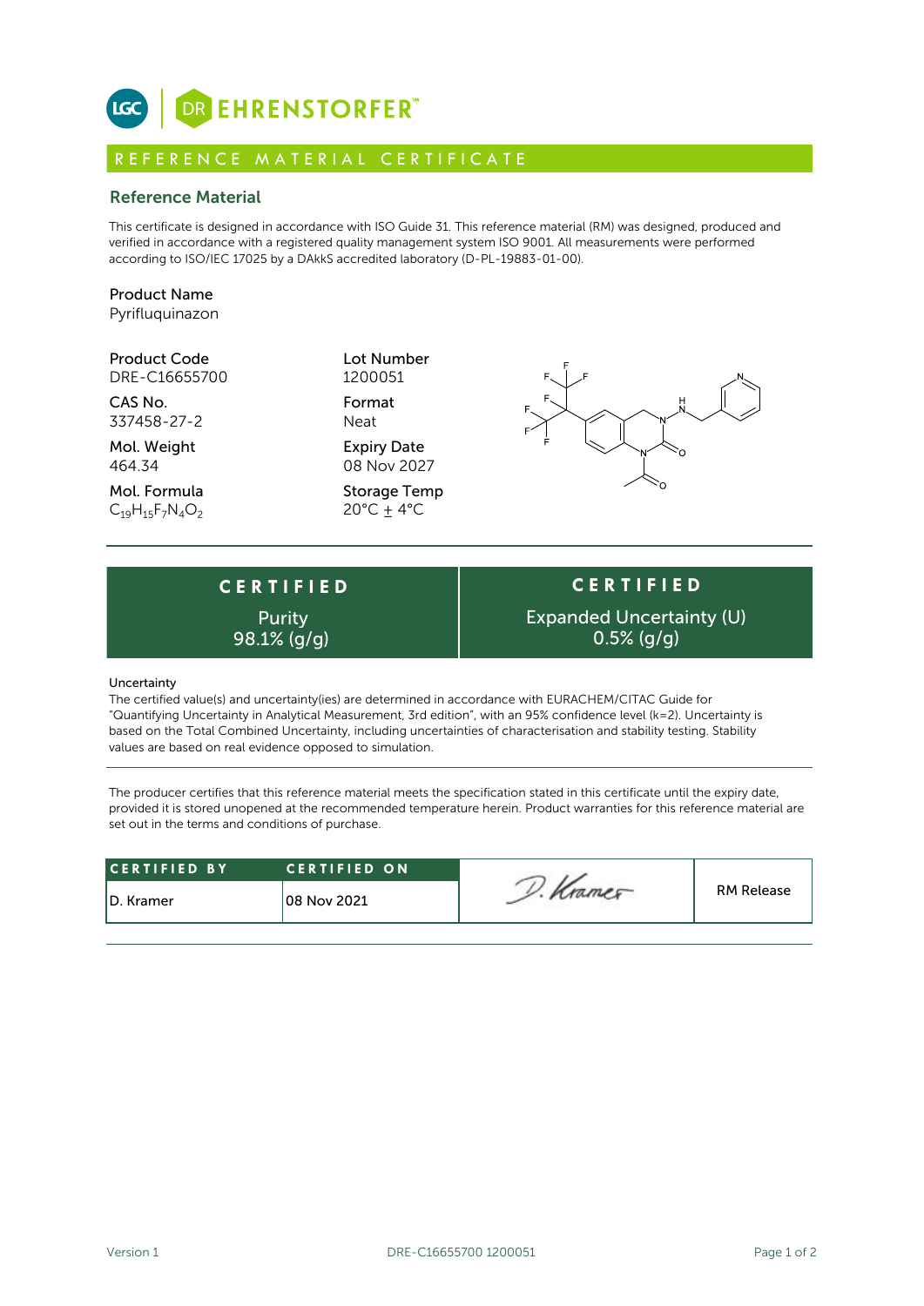LGC | DR EHRENSTORFER™

## REFERENCE MATERIAL CERTIFICATE

### Reference Material

This certificate is designed in accordance with ISO Guide 31. This reference material (RM) was designed, produced and verified in accordance with a registered quality management system ISO 9001. All measurements were performed according to ISO/IEC 17025 by a DAkkS accredited laboratory (D-PL-19883-01-00).

**Product Name**
Pyrifluquinazon

**Product Code**
DRE-C16655700

**CAS No.**
337458-27-2

**Mol. Weight**
464.34

**Mol. Formula**
$C_{19}H_{15}F_{7}N_{4}O_{2}$

**Lot Number**
1200051

**Format**
Neat

**Expiry Date**
08 Nov 2027

**Storage Temp**
20°C ± 4°C

| CERTIFIED | CERTIFIED |
| --- | --- |
| Purity 98.1% (g/g) | Expanded Uncertainty (U) 0.5% (g/g) |

**Uncertainty**
The certified value(s) and uncertainty(ies) are determined in accordance with EURACHEM/CITAC Guide for "Quantifying Uncertainty in Analytical Measurement, 3rd edition", with an 95% confidence level (k=2). Uncertainty is based on the Total Combined Uncertainty, including uncertainties of characterisation and stability testing. Stability values are based on real evidence opposed to simulation.

The producer certifies that this reference material meets the specification stated in this certificate until the expiry date, provided it is stored unopened at the recommended temperature herein. Product warranties for this reference material are set out in the terms and conditions of purchase.

| CERTIFIED BY | CERTIFIED ON | | |
| --- | --- | --- | --- |
| D. Kramer | 08 Nov 2021 | D. Kramer | RM Release |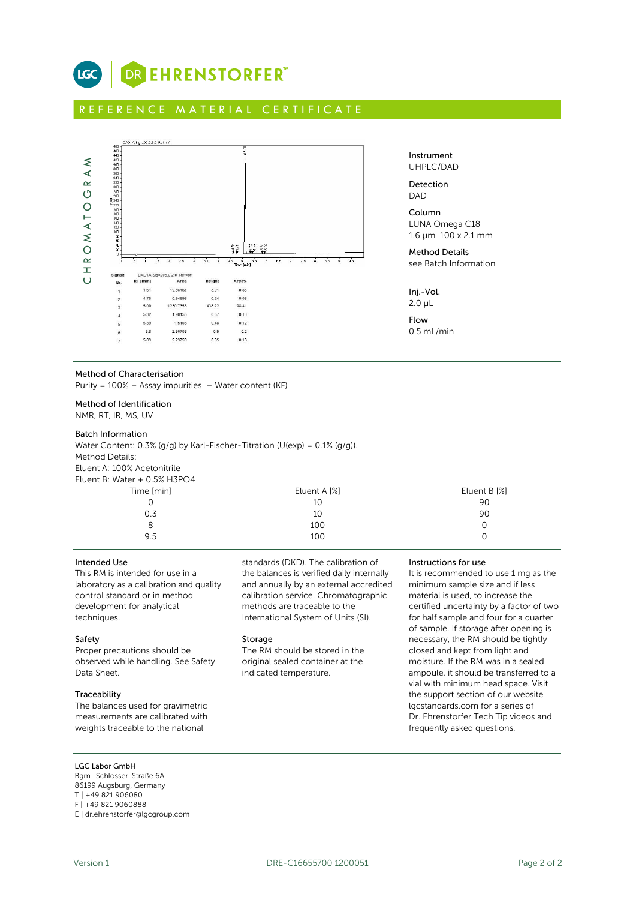# REFERENCE MATERIAL CERTIFICATE

## CHROMATOGRAM

DAD1A,Sig=205,0.2,0 Ref=off

Time [min]

Signal: DAD1A,Sig=205,0.2,0 Ref=off

| Nr. | RT [min] | Area | Height | Area% |
|---|---|---|---|---|
| 1 | 4.61 | 10.66453 | 3.91 | 0.85 |
| 2 | 4.75 | 0.94696 | 0.24 | 0.08 |
| 3 | 5.09 | 1230.7353 | 438.22 | 98.41 |
| 4 | 5.32 | 1.98155 | 0.57 | 0.16 |
| 5 | 5.39 | 1.5108 | 0.46 | 0.12 |
| 6 | 5.8 | 2.50708 | 0.9 | 0.2 |
| 7 | 5.89 | 2.23759 | 0.65 | 0.18 |

**Instrument**
UHPLC/DAD

**Detection**
DAD

**Column**
LUNA Omega C18
1.6 µm 100 x 2.1 mm

**Method Details**
see Batch Information

**Inj.-Vol.**
2.0 µL

**Flow**
0.5 mL/min

### Method of Characterisation

Purity = 100% – Assay impurities – Water content (KF)

### Method of Identification

NMR, RT, IR, MS, UV

### Batch Information

Water Content: 0.3% (g/g) by Karl-Fischer-Titration (U(exp) = 0.1% (g/g)).
Method Details:
Eluent A: 100% Acetonitrile
Eluent B: Water + 0.5% $H_3PO_4$

| Time [min] | Eluent A [%] | Eluent B [%] |
|---|---|---|
| 0 | 10 | 90 |
| 0.3 | 10 | 90 |
| 8 | 100 | 0 |
| 9.5 | 100 | 0 |

### Intended Use

This RM is intended for use in a laboratory as a calibration and quality control standard or in method development for analytical techniques.

### Safety

Proper precautions should be observed while handling. See Safety Data Sheet.

### Traceability

The balances used for gravimetric measurements are calibrated with weights traceable to the national standards (DKD). The calibration of the balances is verified daily internally and annually by an external accredited calibration service. Chromatographic methods are traceable to the International System of Units (SI).

### Storage

The RM should be stored in the original sealed container at the indicated temperature.

### Instructions for use

It is recommended to use 1 mg as the minimum sample size and if less material is used, to increase the certified uncertainty by a factor of two for half sample and four for a quarter of sample. If storage after opening is necessary, the RM should be tightly closed and kept from light and moisture. If the RM was in a sealed ampoule, it should be transferred to a vial with minimum head space. Visit the support section of our website lgcstandards.com for a series of Dr. Ehrenstorfer Tech Tip videos and frequently asked questions.

LGC Labor GmbH
Bgm.-Schlosser-Straße 6A
86199 Augsburg, Germany
T | +49 821 906080
F | +49 821 9060888
E | dr.ehrenstorfer@lgcgroup.com

Version 1 DRE-C16655700 1200051